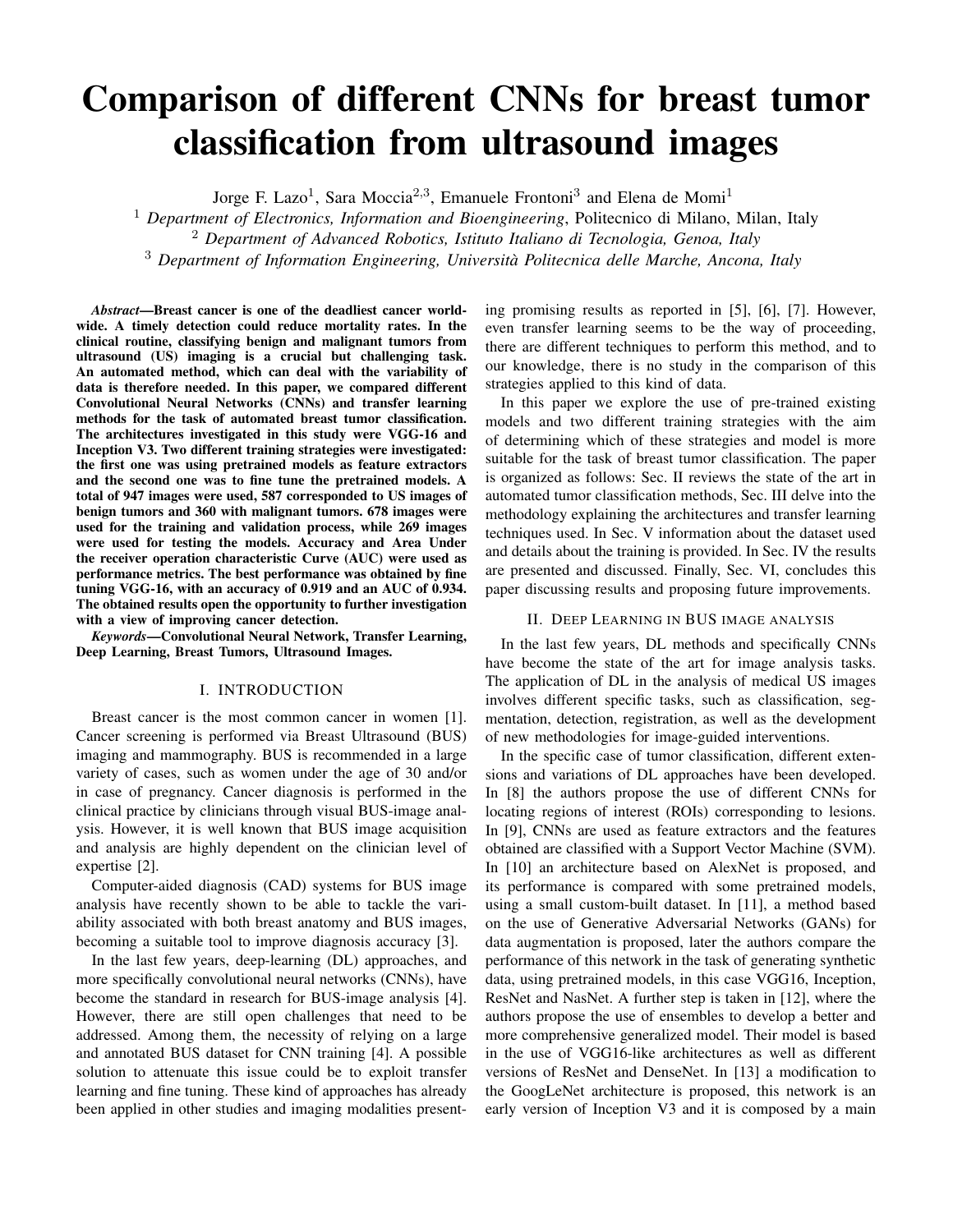# Comparison of different CNNs for breast tumor classification from ultrasound images

Jorge F. Lazo[1], Sara Moccia[2,3], Emanuele Frontoni[3] and Elena de Momi[1]

[1] *Department of Electronics, Information and Bioengineering*, Politecnico di Milano, Milan, Italy

[2] *Department of Advanced Robotics, Istituto Italiano di Tecnologia, Genoa, Italy*

[3] *Department of Information Engineering, Università Politecnica delle Marche, Ancona, Italy*

***Abstract*—Breast cancer is one of the deadliest cancer worldwide. A timely detection could reduce mortality rates. In the clinical routine, classifying benign and malignant tumors from ultrasound (US) imaging is a crucial but challenging task. An automated method, which can deal with the variability of data is therefore needed. In this paper, we compared different Convolutional Neural Networks (CNNs) and transfer learning methods for the task of automated breast tumor classification. The architectures investigated in this study were VGG-16 and Inception V3. Two different training strategies were investigated: the first one was using pretrained models as feature extractors and the second one was to fine tune the pretrained models. A total of 947 images were used, 587 corresponded to US images of benign tumors and 360 with malignant tumors. 678 images were used for the training and validation process, while 269 images were used for testing the models. Accuracy and Area Under the receiver operation characteristic Curve (AUC) were used as performance metrics. The best performance was obtained by fine tuning VGG-16, with an accuracy of 0.919 and an AUC of 0.934. The obtained results open the opportunity to further investigation with a view of improving cancer detection.**

***Keywords*—Convolutional Neural Network, Transfer Learning, Deep Learning, Breast Tumors, Ultrasound Images.**

## I. INTRODUCTION

Breast cancer is the most common cancer in women [1]. Cancer screening is performed via Breast Ultrasound (BUS) imaging and mammography. BUS is recommended in a large variety of cases, such as women under the age of 30 and/or in case of pregnancy. Cancer diagnosis is performed in the clinical practice by clinicians through visual BUS-image analysis. However, it is well known that BUS image acquisition and analysis are highly dependent on the clinician level of expertise [2].

Computer-aided diagnosis (CAD) systems for BUS image analysis have recently shown to be able to tackle the variability associated with both breast anatomy and BUS images, becoming a suitable tool to improve diagnosis accuracy [3].

In the last few years, deep-learning (DL) approaches, and more specifically convolutional neural networks (CNNs), have become the standard in research for BUS-image analysis [4]. However, there are still open challenges that need to be addressed. Among them, the necessity of relying on a large and annotated BUS dataset for CNN training [4]. A possible solution to attenuate this issue could be to exploit transfer learning and fine tuning. These kind of approaches has already been applied in other studies and imaging modalities presenting promising results as reported in [5], [6], [7]. However, even transfer learning seems to be the way of proceeding, there are different techniques to perform this method, and to our knowledge, there is no study in the comparison of this strategies applied to this kind of data.

In this paper we explore the use of pre-trained existing models and two different training strategies with the aim of determining which of these strategies and model is more suitable for the task of breast tumor classification. The paper is organized as follows: Sec. II reviews the state of the art in automated tumor classification methods, Sec. III delve into the methodology explaining the architectures and transfer learning techniques used. In Sec. V information about the dataset used and details about the training is provided. In Sec. IV the results are presented and discussed. Finally, Sec. VI, concludes this paper discussing results and proposing future improvements.

## II. DEEP LEARNING IN BUS IMAGE ANALYSIS

In the last few years, DL methods and specifically CNNs have become the state of the art for image analysis tasks. The application of DL in the analysis of medical US images involves different specific tasks, such as classification, segmentation, detection, registration, as well as the development of new methodologies for image-guided interventions.

In the specific case of tumor classification, different extensions and variations of DL approaches have been developed. In [8] the authors propose the use of different CNNs for locating regions of interest (ROIs) corresponding to lesions. In [9], CNNs are used as feature extractors and the features obtained are classified with a Support Vector Machine (SVM). In [10] an architecture based on AlexNet is proposed, and its performance is compared with some pretrained models, using a small custom-built dataset. In [11], a method based on the use of Generative Adversarial Networks (GANs) for data augmentation is proposed, later the authors compare the performance of this network in the task of generating synthetic data, using pretrained models, in this case VGG16, Inception, ResNet and NasNet. A further step is taken in [12], where the authors propose the use of ensembles to develop a better and more comprehensive generalized model. Their model is based in the use of VGG16-like architectures as well as different versions of ResNet and DenseNet. In [13] a modification to the GoogLeNet architecture is proposed, this network is an early version of Inception V3 and it is composed by a main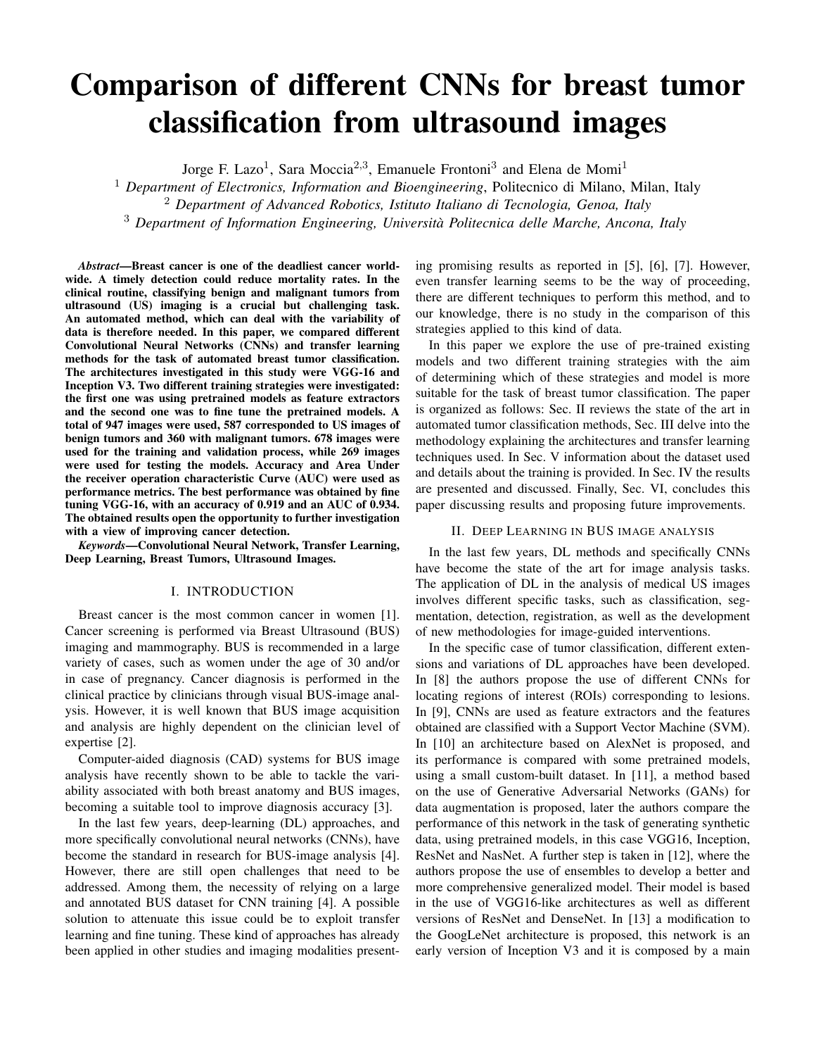# Comparison of different CNNs for breast tumor classification from ultrasound images

Jorge F. Lazo[1], Sara Moccia[2,3], Emanuele Frontoni[3] and Elena de Momi[1]

[1] *Department of Electronics, Information and Bioengineering*, Politecnico di Milano, Milan, Italy

[2] *Department of Advanced Robotics, Istituto Italiano di Tecnologia, Genoa, Italy*

[3] *Department of Information Engineering, Università Politecnica delle Marche, Ancona, Italy*

***Abstract*—Breast cancer is one of the deadliest cancer worldwide. A timely detection could reduce mortality rates. In the clinical routine, classifying benign and malignant tumors from ultrasound (US) imaging is a crucial but challenging task. An automated method, which can deal with the variability of data is therefore needed. In this paper, we compared different Convolutional Neural Networks (CNNs) and transfer learning methods for the task of automated breast tumor classification. The architectures investigated in this study were VGG-16 and Inception V3. Two different training strategies were investigated: the first one was using pretrained models as feature extractors and the second one was to fine tune the pretrained models. A total of 947 images were used, 587 corresponded to US images of benign tumors and 360 with malignant tumors. 678 images were used for the training and validation process, while 269 images were used for testing the models. Accuracy and Area Under the receiver operation characteristic Curve (AUC) were used as performance metrics. The best performance was obtained by fine tuning VGG-16, with an accuracy of 0.919 and an AUC of 0.934. The obtained results open the opportunity to further investigation with a view of improving cancer detection.**

***Keywords*—Convolutional Neural Network, Transfer Learning, Deep Learning, Breast Tumors, Ultrasound Images.**

## I. INTRODUCTION

Breast cancer is the most common cancer in women [1]. Cancer screening is performed via Breast Ultrasound (BUS) imaging and mammography. BUS is recommended in a large variety of cases, such as women under the age of 30 and/or in case of pregnancy. Cancer diagnosis is performed in the clinical practice by clinicians through visual BUS-image analysis. However, it is well known that BUS image acquisition and analysis are highly dependent on the clinician level of expertise [2].

Computer-aided diagnosis (CAD) systems for BUS image analysis have recently shown to be able to tackle the variability associated with both breast anatomy and BUS images, becoming a suitable tool to improve diagnosis accuracy [3].

In the last few years, deep-learning (DL) approaches, and more specifically convolutional neural networks (CNNs), have become the standard in research for BUS-image analysis [4]. However, there are still open challenges that need to be addressed. Among them, the necessity of relying on a large and annotated BUS dataset for CNN training [4]. A possible solution to attenuate this issue could be to exploit transfer learning and fine tuning. These kind of approaches has already been applied in other studies and imaging modalities presenting promising results as reported in [5], [6], [7]. However, even transfer learning seems to be the way of proceeding, there are different techniques to perform this method, and to our knowledge, there is no study in the comparison of this strategies applied to this kind of data.

In this paper we explore the use of pre-trained existing models and two different training strategies with the aim of determining which of these strategies and model is more suitable for the task of breast tumor classification. The paper is organized as follows: Sec. II reviews the state of the art in automated tumor classification methods, Sec. III delve into the methodology explaining the architectures and transfer learning techniques used. In Sec. V information about the dataset used and details about the training is provided. In Sec. IV the results are presented and discussed. Finally, Sec. VI, concludes this paper discussing results and proposing future improvements.

## II. DEEP LEARNING IN BUS IMAGE ANALYSIS

In the last few years, DL methods and specifically CNNs have become the state of the art for image analysis tasks. The application of DL in the analysis of medical US images involves different specific tasks, such as classification, segmentation, detection, registration, as well as the development of new methodologies for image-guided interventions.

In the specific case of tumor classification, different extensions and variations of DL approaches have been developed. In [8] the authors propose the use of different CNNs for locating regions of interest (ROIs) corresponding to lesions. In [9], CNNs are used as feature extractors and the features obtained are classified with a Support Vector Machine (SVM). In [10] an architecture based on AlexNet is proposed, and its performance is compared with some pretrained models, using a small custom-built dataset. In [11], a method based on the use of Generative Adversarial Networks (GANs) for data augmentation is proposed, later the authors compare the performance of this network in the task of generating synthetic data, using pretrained models, in this case VGG16, Inception, ResNet and NasNet. A further step is taken in [12], where the authors propose the use of ensembles to develop a better and more comprehensive generalized model. Their model is based in the use of VGG16-like architectures as well as different versions of ResNet and DenseNet. In [13] a modification to the GoogLeNet architecture is proposed, this network is an early version of Inception V3 and it is composed by a main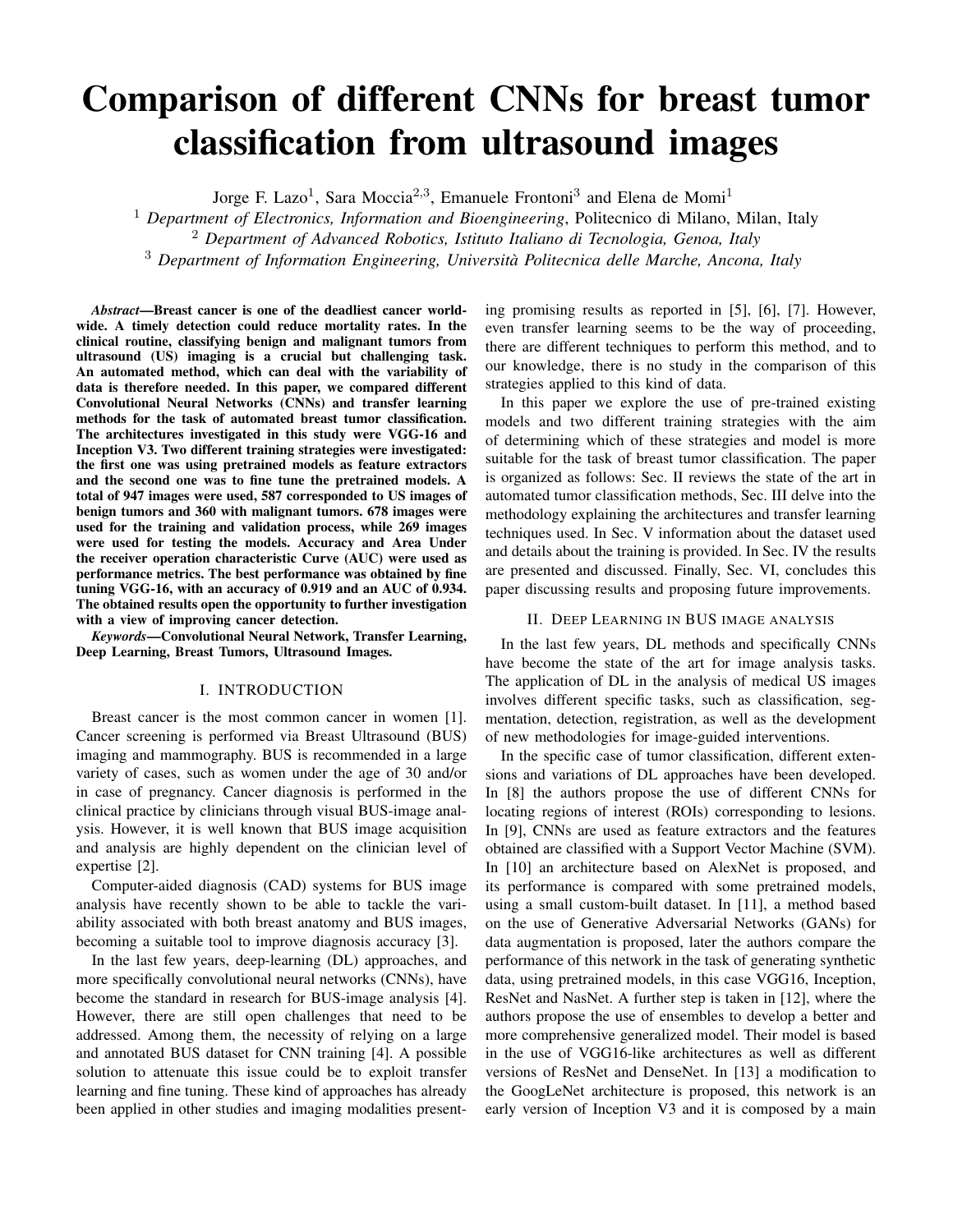# Comparison of different CNNs for breast tumor classification from ultrasound images

Jorge F. Lazo[1], Sara Moccia[2,3], Emanuele Frontoni[3] and Elena de Momi[1]

[1] *Department of Electronics, Information and Bioengineering*, Politecnico di Milano, Milan, Italy

[2] *Department of Advanced Robotics, Istituto Italiano di Tecnologia, Genoa, Italy*

[3] *Department of Information Engineering, Università Politecnica delle Marche, Ancona, Italy*

***Abstract*—Breast cancer is one of the deadliest cancer worldwide. A timely detection could reduce mortality rates. In the clinical routine, classifying benign and malignant tumors from ultrasound (US) imaging is a crucial but challenging task. An automated method, which can deal with the variability of data is therefore needed. In this paper, we compared different Convolutional Neural Networks (CNNs) and transfer learning methods for the task of automated breast tumor classification. The architectures investigated in this study were VGG-16 and Inception V3. Two different training strategies were investigated: the first one was using pretrained models as feature extractors and the second one was to fine tune the pretrained models. A total of 947 images were used, 587 corresponded to US images of benign tumors and 360 with malignant tumors. 678 images were used for the training and validation process, while 269 images were used for testing the models. Accuracy and Area Under the receiver operation characteristic Curve (AUC) were used as performance metrics. The best performance was obtained by fine tuning VGG-16, with an accuracy of 0.919 and an AUC of 0.934. The obtained results open the opportunity to further investigation with a view of improving cancer detection.**

***Keywords*—Convolutional Neural Network, Transfer Learning, Deep Learning, Breast Tumors, Ultrasound Images.**

## I. INTRODUCTION

Breast cancer is the most common cancer in women [1]. Cancer screening is performed via Breast Ultrasound (BUS) imaging and mammography. BUS is recommended in a large variety of cases, such as women under the age of 30 and/or in case of pregnancy. Cancer diagnosis is performed in the clinical practice by clinicians through visual BUS-image analysis. However, it is well known that BUS image acquisition and analysis are highly dependent on the clinician level of expertise [2].

Computer-aided diagnosis (CAD) systems for BUS image analysis have recently shown to be able to tackle the variability associated with both breast anatomy and BUS images, becoming a suitable tool to improve diagnosis accuracy [3].

In the last few years, deep-learning (DL) approaches, and more specifically convolutional neural networks (CNNs), have become the standard in research for BUS-image analysis [4]. However, there are still open challenges that need to be addressed. Among them, the necessity of relying on a large and annotated BUS dataset for CNN training [4]. A possible solution to attenuate this issue could be to exploit transfer learning and fine tuning. These kind of approaches has already been applied in other studies and imaging modalities presenting promising results as reported in [5], [6], [7]. However, even transfer learning seems to be the way of proceeding, there are different techniques to perform this method, and to our knowledge, there is no study in the comparison of this strategies applied to this kind of data.

In this paper we explore the use of pre-trained existing models and two different training strategies with the aim of determining which of these strategies and model is more suitable for the task of breast tumor classification. The paper is organized as follows: Sec. II reviews the state of the art in automated tumor classification methods, Sec. III delve into the methodology explaining the architectures and transfer learning techniques used. In Sec. V information about the dataset used and details about the training is provided. In Sec. IV the results are presented and discussed. Finally, Sec. VI, concludes this paper discussing results and proposing future improvements.

## II. DEEP LEARNING IN BUS IMAGE ANALYSIS

In the last few years, DL methods and specifically CNNs have become the state of the art for image analysis tasks. The application of DL in the analysis of medical US images involves different specific tasks, such as classification, segmentation, detection, registration, as well as the development of new methodologies for image-guided interventions.

In the specific case of tumor classification, different extensions and variations of DL approaches have been developed. In [8] the authors propose the use of different CNNs for locating regions of interest (ROIs) corresponding to lesions. In [9], CNNs are used as feature extractors and the features obtained are classified with a Support Vector Machine (SVM). In [10] an architecture based on AlexNet is proposed, and its performance is compared with some pretrained models, using a small custom-built dataset. In [11], a method based on the use of Generative Adversarial Networks (GANs) for data augmentation is proposed, later the authors compare the performance of this network in the task of generating synthetic data, using pretrained models, in this case VGG16, Inception, ResNet and NasNet. A further step is taken in [12], where the authors propose the use of ensembles to develop a better and more comprehensive generalized model. Their model is based in the use of VGG16-like architectures as well as different versions of ResNet and DenseNet. In [13] a modification to the GoogLeNet architecture is proposed, this network is an early version of Inception V3 and it is composed by a main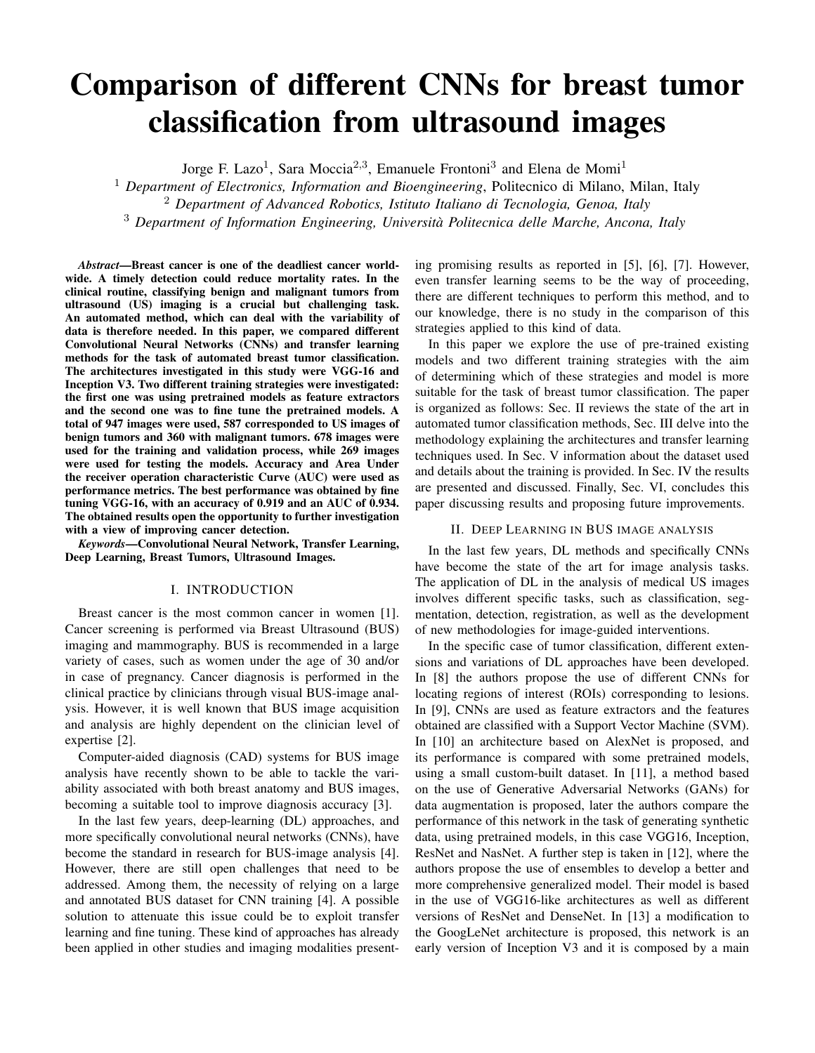# Comparison of different CNNs for breast tumor classification from ultrasound images

Jorge F. Lazo[1], Sara Moccia[2,3], Emanuele Frontoni[3] and Elena de Momi[1]

[1] *Department of Electronics, Information and Bioengineering*, Politecnico di Milano, Milan, Italy

[2] *Department of Advanced Robotics, Istituto Italiano di Tecnologia, Genoa, Italy*

[3] *Department of Information Engineering, Università Politecnica delle Marche, Ancona, Italy*

***Abstract*—Breast cancer is one of the deadliest cancer worldwide. A timely detection could reduce mortality rates. In the clinical routine, classifying benign and malignant tumors from ultrasound (US) imaging is a crucial but challenging task. An automated method, which can deal with the variability of data is therefore needed. In this paper, we compared different Convolutional Neural Networks (CNNs) and transfer learning methods for the task of automated breast tumor classification. The architectures investigated in this study were VGG-16 and Inception V3. Two different training strategies were investigated: the first one was using pretrained models as feature extractors and the second one was to fine tune the pretrained models. A total of 947 images were used, 587 corresponded to US images of benign tumors and 360 with malignant tumors. 678 images were used for the training and validation process, while 269 images were used for testing the models. Accuracy and Area Under the receiver operation characteristic Curve (AUC) were used as performance metrics. The best performance was obtained by fine tuning VGG-16, with an accuracy of 0.919 and an AUC of 0.934. The obtained results open the opportunity to further investigation with a view of improving cancer detection.**

***Keywords*—Convolutional Neural Network, Transfer Learning, Deep Learning, Breast Tumors, Ultrasound Images.**

## I. INTRODUCTION

Breast cancer is the most common cancer in women [1]. Cancer screening is performed via Breast Ultrasound (BUS) imaging and mammography. BUS is recommended in a large variety of cases, such as women under the age of 30 and/or in case of pregnancy. Cancer diagnosis is performed in the clinical practice by clinicians through visual BUS-image analysis. However, it is well known that BUS image acquisition and analysis are highly dependent on the clinician level of expertise [2].

Computer-aided diagnosis (CAD) systems for BUS image analysis have recently shown to be able to tackle the variability associated with both breast anatomy and BUS images, becoming a suitable tool to improve diagnosis accuracy [3].

In the last few years, deep-learning (DL) approaches, and more specifically convolutional neural networks (CNNs), have become the standard in research for BUS-image analysis [4]. However, there are still open challenges that need to be addressed. Among them, the necessity of relying on a large and annotated BUS dataset for CNN training [4]. A possible solution to attenuate this issue could be to exploit transfer learning and fine tuning. These kind of approaches has already been applied in other studies and imaging modalities presenting promising results as reported in [5], [6], [7]. However, even transfer learning seems to be the way of proceeding, there are different techniques to perform this method, and to our knowledge, there is no study in the comparison of this strategies applied to this kind of data.

In this paper we explore the use of pre-trained existing models and two different training strategies with the aim of determining which of these strategies and model is more suitable for the task of breast tumor classification. The paper is organized as follows: Sec. II reviews the state of the art in automated tumor classification methods, Sec. III delve into the methodology explaining the architectures and transfer learning techniques used. In Sec. V information about the dataset used and details about the training is provided. In Sec. IV the results are presented and discussed. Finally, Sec. VI, concludes this paper discussing results and proposing future improvements.

## II. DEEP LEARNING IN BUS IMAGE ANALYSIS

In the last few years, DL methods and specifically CNNs have become the state of the art for image analysis tasks. The application of DL in the analysis of medical US images involves different specific tasks, such as classification, segmentation, detection, registration, as well as the development of new methodologies for image-guided interventions.

In the specific case of tumor classification, different extensions and variations of DL approaches have been developed. In [8] the authors propose the use of different CNNs for locating regions of interest (ROIs) corresponding to lesions. In [9], CNNs are used as feature extractors and the features obtained are classified with a Support Vector Machine (SVM). In [10] an architecture based on AlexNet is proposed, and its performance is compared with some pretrained models, using a small custom-built dataset. In [11], a method based on the use of Generative Adversarial Networks (GANs) for data augmentation is proposed, later the authors compare the performance of this network in the task of generating synthetic data, using pretrained models, in this case VGG16, Inception, ResNet and NasNet. A further step is taken in [12], where the authors propose the use of ensembles to develop a better and more comprehensive generalized model. Their model is based in the use of VGG16-like architectures as well as different versions of ResNet and DenseNet. In [13] a modification to the GoogLeNet architecture is proposed, this network is an early version of Inception V3 and it is composed by a main